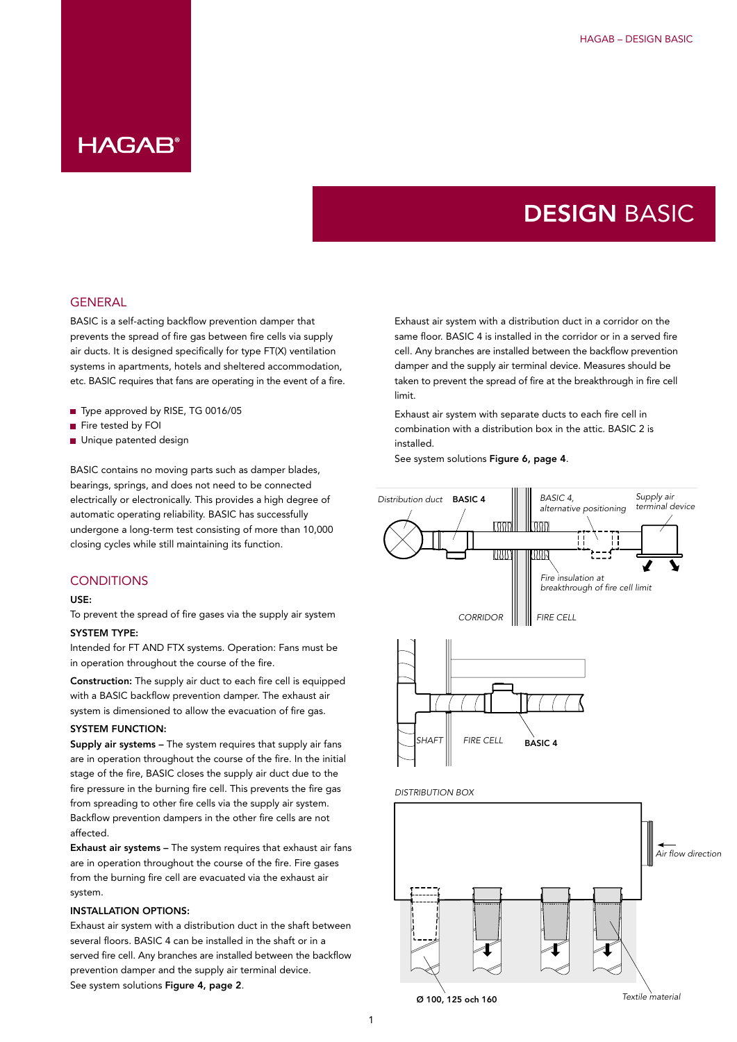# DESIGN BASIC

## GENERAL

BASIC is a self-acting backflow prevention damper that prevents the spread of fire gas between fire cells via supply air ducts. It is designed specifically for type FT(X) ventilation systems in apartments, hotels and sheltered accommodation, etc. BASIC requires that fans are operating in the event of a fire.

- Type approved by RISE, TG 0016/05
- Fire tested by FOI
- Unique patented design

BASIC contains no moving parts such as damper blades, bearings, springs, and does not need to be connected electrically or electronically. This provides a high degree of automatic operating reliability. BASIC has successfully undergone a long-term test consisting of more than 10,000 closing cycles while still maintaining its function.

## CONDITIONS

**USE:**

To prevent the spread of fire gases via the supply air system

**SYSTEM TYPE:**

Intended for FT AND FTX systems. Operation: Fans must be in operation throughout the course of the fire.

**Construction:** The supply air duct to each fire cell is equipped with a BASIC backflow prevention damper. The exhaust air system is dimensioned to allow the evacuation of fire gas.

**SYSTEM FUNCTION:**

**Supply air systems –** The system requires that supply air fans are in operation throughout the course of the fire. In the initial stage of the fire, BASIC closes the supply air duct due to the fire pressure in the burning fire cell. This prevents the fire gas from spreading to other fire cells via the supply air system. Backflow prevention dampers in the other fire cells are not affected.

**Exhaust air systems –** The system requires that exhaust air fans are in operation throughout the course of the fire. Fire gases from the burning fire cell are evacuated via the exhaust air system.

**INSTALLATION OPTIONS:**

Exhaust air system with a distribution duct in the shaft between several floors. BASIC 4 can be installed in the shaft or in a served fire cell. Any branches are installed between the backflow prevention damper and the supply air terminal device. See system solutions **Figure 4, page 2**.

Exhaust air system with a distribution duct in a corridor on the same floor. BASIC 4 is installed in the corridor or in a served fire cell. Any branches are installed between the backflow prevention damper and the supply air terminal device. Measures should be taken to prevent the spread of fire at the breakthrough in fire cell limit.

Exhaust air system with separate ducts to each fire cell in combination with a distribution box in the attic. BASIC 2 is installed.

See system solutions **Figure 6, page 4**.

*Distribution duct* **BASIC 4** *BASIC 4, alternative positioning* *Supply air terminal device* *Fire insulation at breakthrough of fire cell limit* *CORRIDOR* *FIRE CELL*

*SHAFT* *FIRE CELL* **BASIC 4**

*DISTRIBUTION BOX* *Air flow direction* **Ø 100, 125 och 160** *Textile material*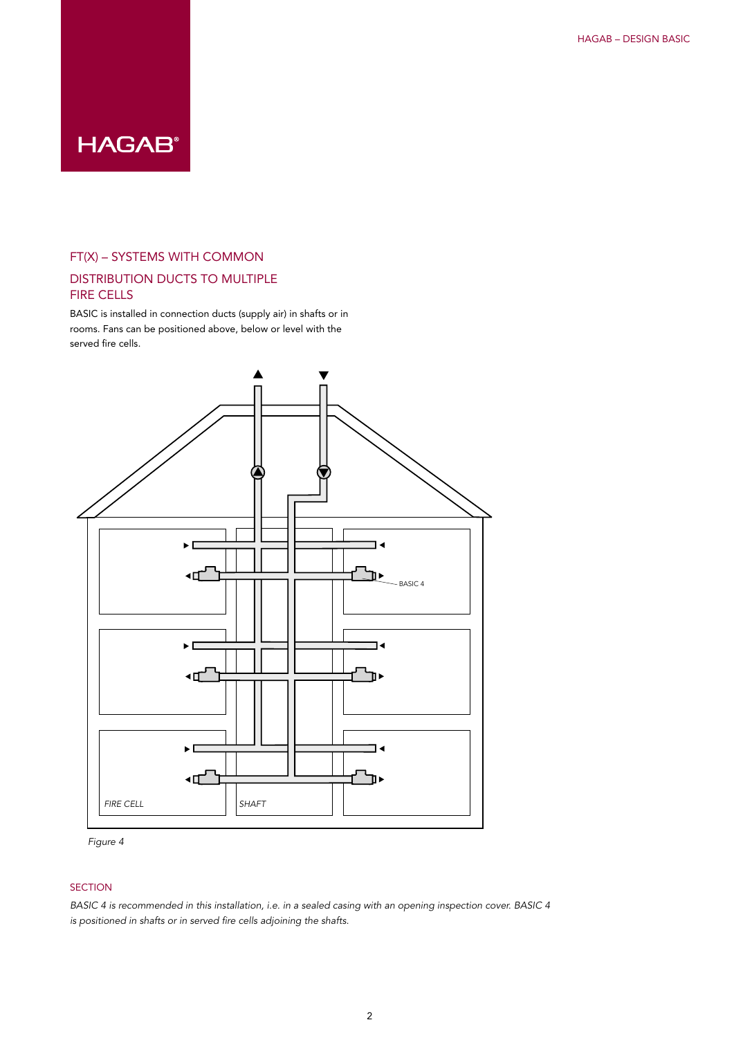## FT(X) – SYSTEMS WITH COMMON DISTRIBUTION DUCTS TO MULTIPLE FIRE CELLS

BASIC is installed in connection ducts (supply air) in shafts or in rooms. Fans can be positioned above, below or level with the served fire cells.

BASIC 4

FIRE CELL

SHAFT

*Figure 4*

### SECTION

*BASIC 4 is recommended in this installation, i.e. in a sealed casing with an opening inspection cover. BASIC 4 is positioned in shafts or in served fire cells adjoining the shafts.*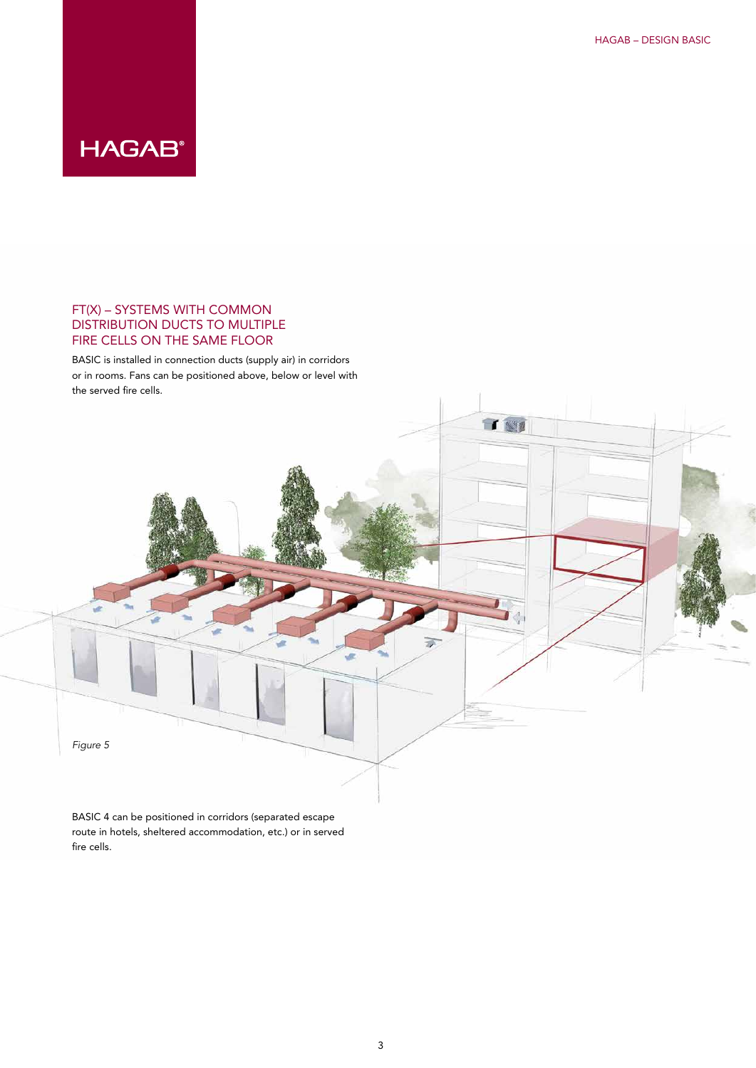## FT(X) – SYSTEMS WITH COMMON DISTRIBUTION DUCTS TO MULTIPLE FIRE CELLS ON THE SAME FLOOR

BASIC is installed in connection ducts (supply air) in corridors or in rooms. Fans can be positioned above, below or level with the served fire cells.

*Figure 5*

BASIC 4 can be positioned in corridors (separated escape route in hotels, sheltered accommodation, etc.) or in served fire cells.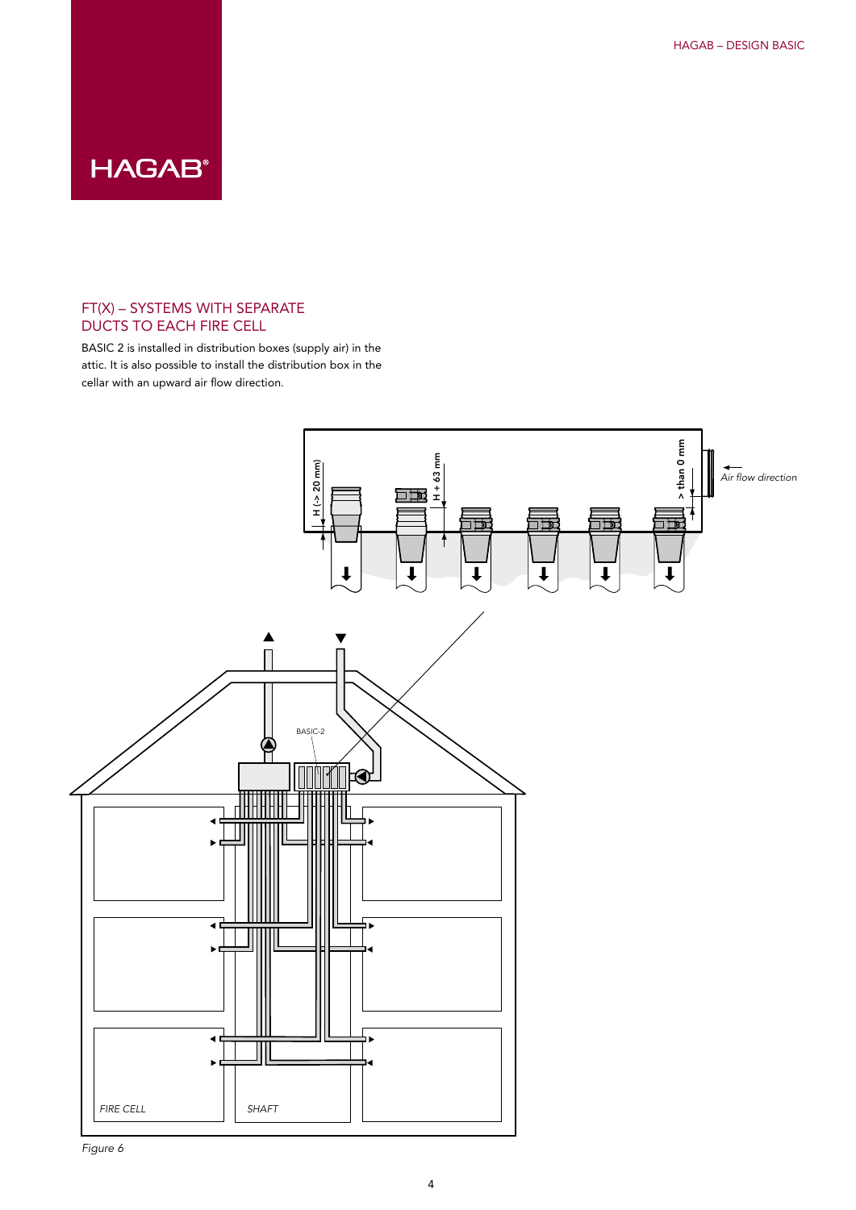## FT(X) – SYSTEMS WITH SEPARATE DUCTS TO EACH FIRE CELL

BASIC 2 is installed in distribution boxes (supply air) in the attic. It is also possible to install the distribution box in the cellar with an upward air flow direction.

H (> 20 mm)

H + 63 mm

> than 0 mm

*Air flow direction*

BASIC-2

*FIRE CELL*

*SHAFT*

*Figure 6*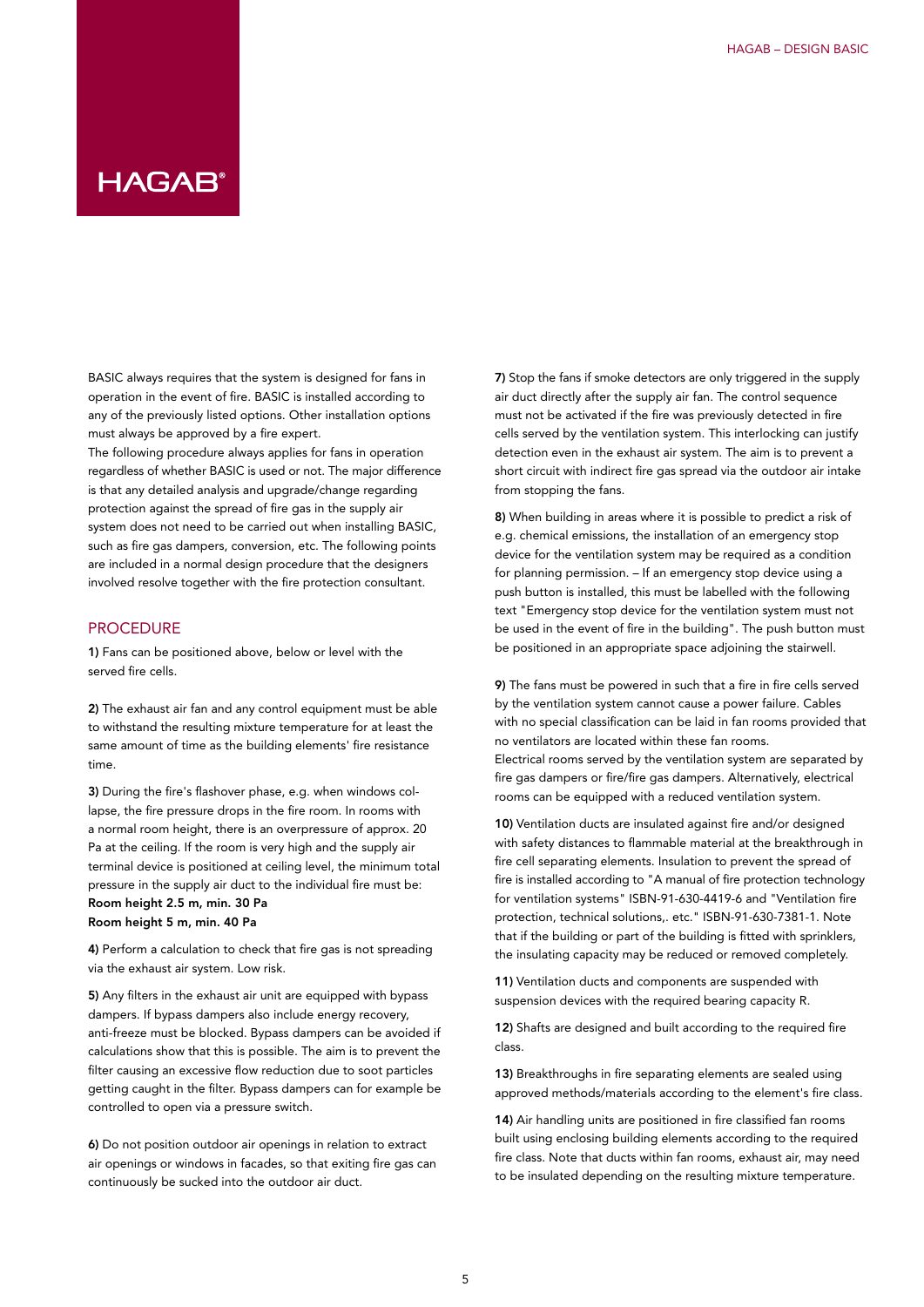BASIC always requires that the system is designed for fans in operation in the event of fire. BASIC is installed according to any of the previously listed options. Other installation options must always be approved by a fire expert.
The following procedure always applies for fans in operation regardless of whether BASIC is used or not. The major difference is that any detailed analysis and upgrade/change regarding protection against the spread of fire gas in the supply air system does not need to be carried out when installing BASIC, such as fire gas dampers, conversion, etc. The following points are included in a normal design procedure that the designers involved resolve together with the fire protection consultant.

## PROCEDURE

**1)** Fans can be positioned above, below or level with the served fire cells.

**2)** The exhaust air fan and any control equipment must be able to withstand the resulting mixture temperature for at least the same amount of time as the building elements' fire resistance time.

**3)** During the fire's flashover phase, e.g. when windows collapse, the fire pressure drops in the fire room. In rooms with a normal room height, there is an overpressure of approx. 20 Pa at the ceiling. If the room is very high and the supply air terminal device is positioned at ceiling level, the minimum total pressure in the supply air duct to the individual fire must be:
**Room height 2.5 m, min. 30 Pa**
**Room height 5 m, min. 40 Pa**

**4)** Perform a calculation to check that fire gas is not spreading via the exhaust air system. Low risk.

**5)** Any filters in the exhaust air unit are equipped with bypass dampers. If bypass dampers also include energy recovery, anti-freeze must be blocked. Bypass dampers can be avoided if calculations show that this is possible. The aim is to prevent the filter causing an excessive flow reduction due to soot particles getting caught in the filter. Bypass dampers can for example be controlled to open via a pressure switch.

**6)** Do not position outdoor air openings in relation to extract air openings or windows in facades, so that exiting fire gas can continuously be sucked into the outdoor air duct.

**7)** Stop the fans if smoke detectors are only triggered in the supply air duct directly after the supply air fan. The control sequence must not be activated if the fire was previously detected in fire cells served by the ventilation system. This interlocking can justify detection even in the exhaust air system. The aim is to prevent a short circuit with indirect fire gas spread via the outdoor air intake from stopping the fans.

**8)** When building in areas where it is possible to predict a risk of e.g. chemical emissions, the installation of an emergency stop device for the ventilation system may be required as a condition for planning permission. – If an emergency stop device using a push button is installed, this must be labelled with the following text "Emergency stop device for the ventilation system must not be used in the event of fire in the building". The push button must be positioned in an appropriate space adjoining the stairwell.

**9)** The fans must be powered in such that a fire in fire cells served by the ventilation system cannot cause a power failure. Cables with no special classification can be laid in fan rooms provided that no ventilators are located within these fan rooms.
Electrical rooms served by the ventilation system are separated by fire gas dampers or fire/fire gas dampers. Alternatively, electrical rooms can be equipped with a reduced ventilation system.

**10)** Ventilation ducts are insulated against fire and/or designed with safety distances to flammable material at the breakthrough in fire cell separating elements. Insulation to prevent the spread of fire is installed according to "A manual of fire protection technology for ventilation systems" ISBN-91-630-4419-6 and "Ventilation fire protection, technical solutions,. etc." ISBN-91-630-7381-1. Note that if the building or part of the building is fitted with sprinklers, the insulating capacity may be reduced or removed completely.

**11)** Ventilation ducts and components are suspended with suspension devices with the required bearing capacity R.

**12)** Shafts are designed and built according to the required fire class.

**13)** Breakthroughs in fire separating elements are sealed using approved methods/materials according to the element's fire class.

**14)** Air handling units are positioned in fire classified fan rooms built using enclosing building elements according to the required fire class. Note that ducts within fan rooms, exhaust air, may need to be insulated depending on the resulting mixture temperature.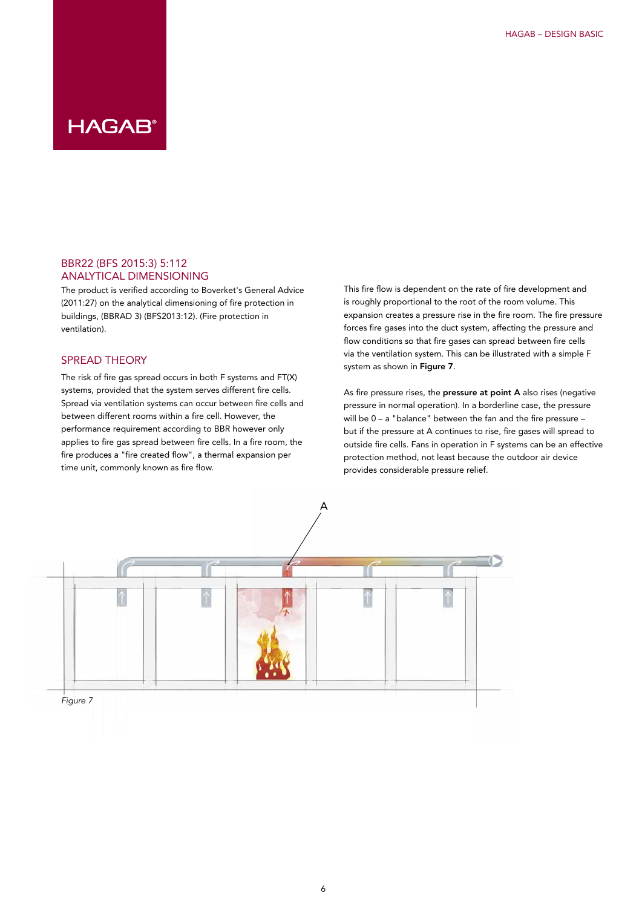## BBR22 (BFS 2015:3) 5:112 ANALYTICAL DIMENSIONING

The product is verified according to Boverket's General Advice (2011:27) on the analytical dimensioning of fire protection in buildings, (BBRAD 3) (BFS2013:12). (Fire protection in ventilation).

## SPREAD THEORY

The risk of fire gas spread occurs in both F systems and FT(X) systems, provided that the system serves different fire cells. Spread via ventilation systems can occur between fire cells and between different rooms within a fire cell. However, the performance requirement according to BBR however only applies to fire gas spread between fire cells. In a fire room, the fire produces a "fire created flow", a thermal expansion per time unit, commonly known as fire flow.

This fire flow is dependent on the rate of fire development and is roughly proportional to the root of the room volume. This expansion creates a pressure rise in the fire room. The fire pressure forces fire gases into the duct system, affecting the pressure and flow conditions so that fire gases can spread between fire cells via the ventilation system. This can be illustrated with a simple F system as shown in **Figure 7**.

As fire pressure rises, the **pressure at point A** also rises (negative pressure in normal operation). In a borderline case, the pressure will be 0 – a "balance" between the fan and the fire pressure – but if the pressure at A continues to rise, fire gases will spread to outside fire cells. Fans in operation in F systems can be an effective protection method, not least because the outdoor air device provides considerable pressure relief.

A

*Figure 7*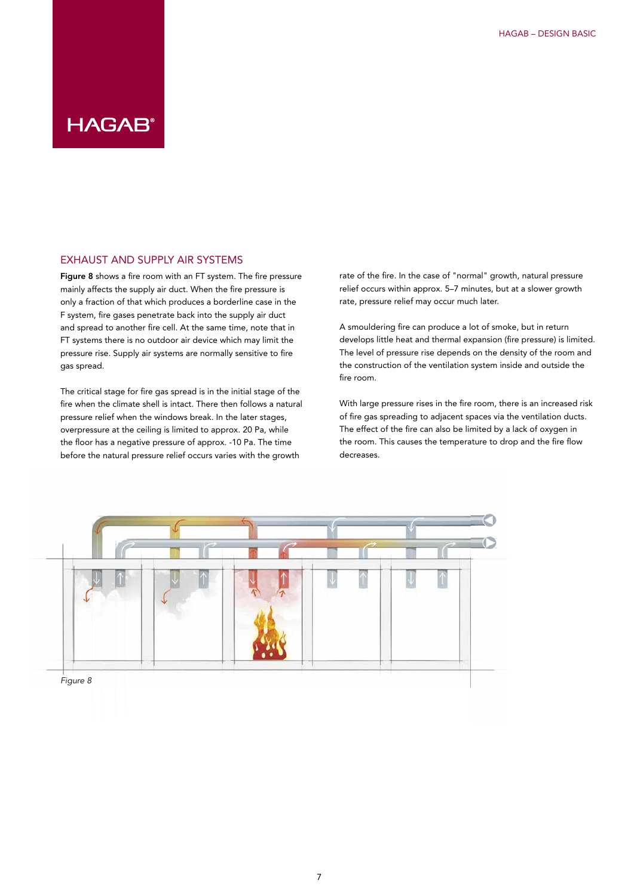## EXHAUST AND SUPPLY AIR SYSTEMS

**Figure 8** shows a fire room with an FT system. The fire pressure mainly affects the supply air duct. When the fire pressure is only a fraction of that which produces a borderline case in the F system, fire gases penetrate back into the supply air duct and spread to another fire cell. At the same time, note that in FT systems there is no outdoor air device which may limit the pressure rise. Supply air systems are normally sensitive to fire gas spread.

The critical stage for fire gas spread is in the initial stage of the fire when the climate shell is intact. There then follows a natural pressure relief when the windows break. In the later stages, overpressure at the ceiling is limited to approx. 20 Pa, while the floor has a negative pressure of approx. -10 Pa. The time before the natural pressure relief occurs varies with the growth rate of the fire. In the case of "normal" growth, natural pressure relief occurs within approx. 5–7 minutes, but at a slower growth rate, pressure relief may occur much later.

A smouldering fire can produce a lot of smoke, but in return develops little heat and thermal expansion (fire pressure) is limited. The level of pressure rise depends on the density of the room and the construction of the ventilation system inside and outside the fire room.

With large pressure rises in the fire room, there is an increased risk of fire gas spreading to adjacent spaces via the ventilation ducts. The effect of the fire can also be limited by a lack of oxygen in the room. This causes the temperature to drop and the fire flow decreases.

*Figure 8*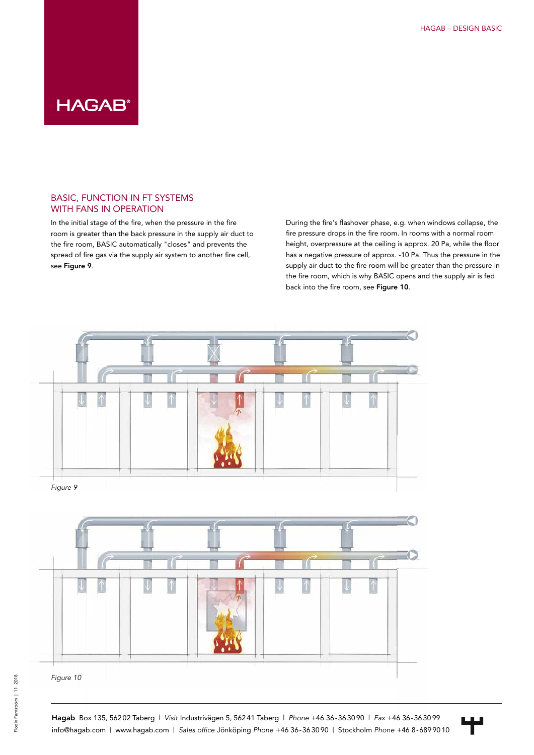## BASIC, FUNCTION IN FT SYSTEMS WITH FANS IN OPERATION

In the initial stage of the fire, when the pressure in the fire room is greater than the back pressure in the supply air duct to the fire room, BASIC automatically "closes" and prevents the spread of fire gas via the supply air system to another fire cell, see **Figure 9**.

During the fire's flashover phase, e.g. when windows collapse, the fire pressure drops in the fire room. In rooms with a normal room height, overpressure at the ceiling is approx. 20 Pa, while the floor has a negative pressure of approx. -10 Pa. Thus the pressure in the supply air duct to the fire room will be greater than the pressure in the fire room, which is why BASIC opens and the supply air is fed back into the fire room, see **Figure 10**.

*Figure 9*

*Figure 10*